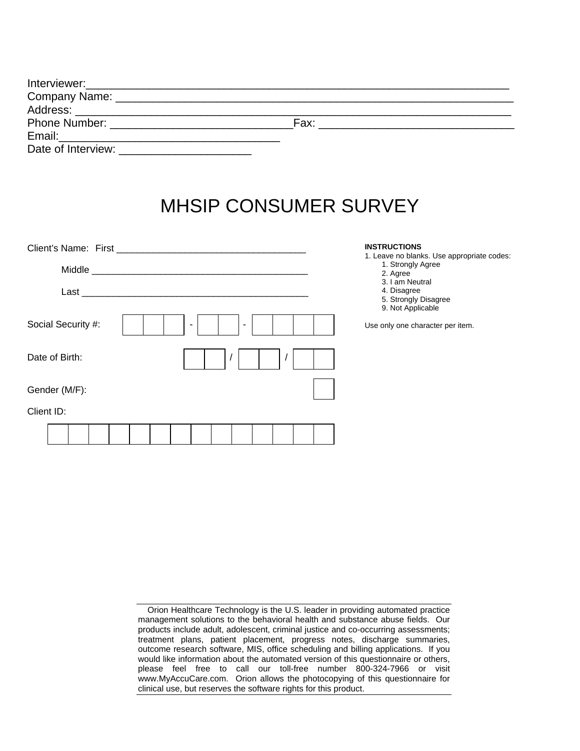Interviewer:_______________________________________________________________

Company Name: ____________________________________________________________

Address: _________________________________________________________________

Phone Number: ____________________________Fax: ______________________________

Email:__________________________________

Date of Interview: ____________________

# MHSIP CONSUMER SURVEY

Client's Name: First ___________________________________

Middle ___________________________________________

Last _____________________________________________

Social Security #: ☐☐☐ - ☐☐ - ☐☐☐☐

Date of Birth: ☐☐ / ☐☐ / ☐☐

Gender (M/F): ☐

Client ID:

☐☐☐☐☐☐☐☐☐☐☐☐☐☐

**INSTRUCTIONS**

1. Leave no blanks. Use appropriate codes:
   1. Strongly Agree
   2. Agree
   3. I am Neutral
   4. Disagree
   5. Strongly Disagree
   9. Not Applicable

Use only one character per item.

---

Orion Healthcare Technology is the U.S. leader in providing automated practice management solutions to the behavioral health and substance abuse fields. Our products include adult, adolescent, criminal justice and co-occurring assessments; treatment plans, patient placement, progress notes, discharge summaries, outcome research software, MIS, office scheduling and billing applications. If you would like information about the automated version of this questionnaire or others, please feel free to call our toll-free number 800-324-7966 or visit www.MyAccuCare.com. Orion allows the photocopying of this questionnaire for clinical use, but reserves the software rights for this product.

---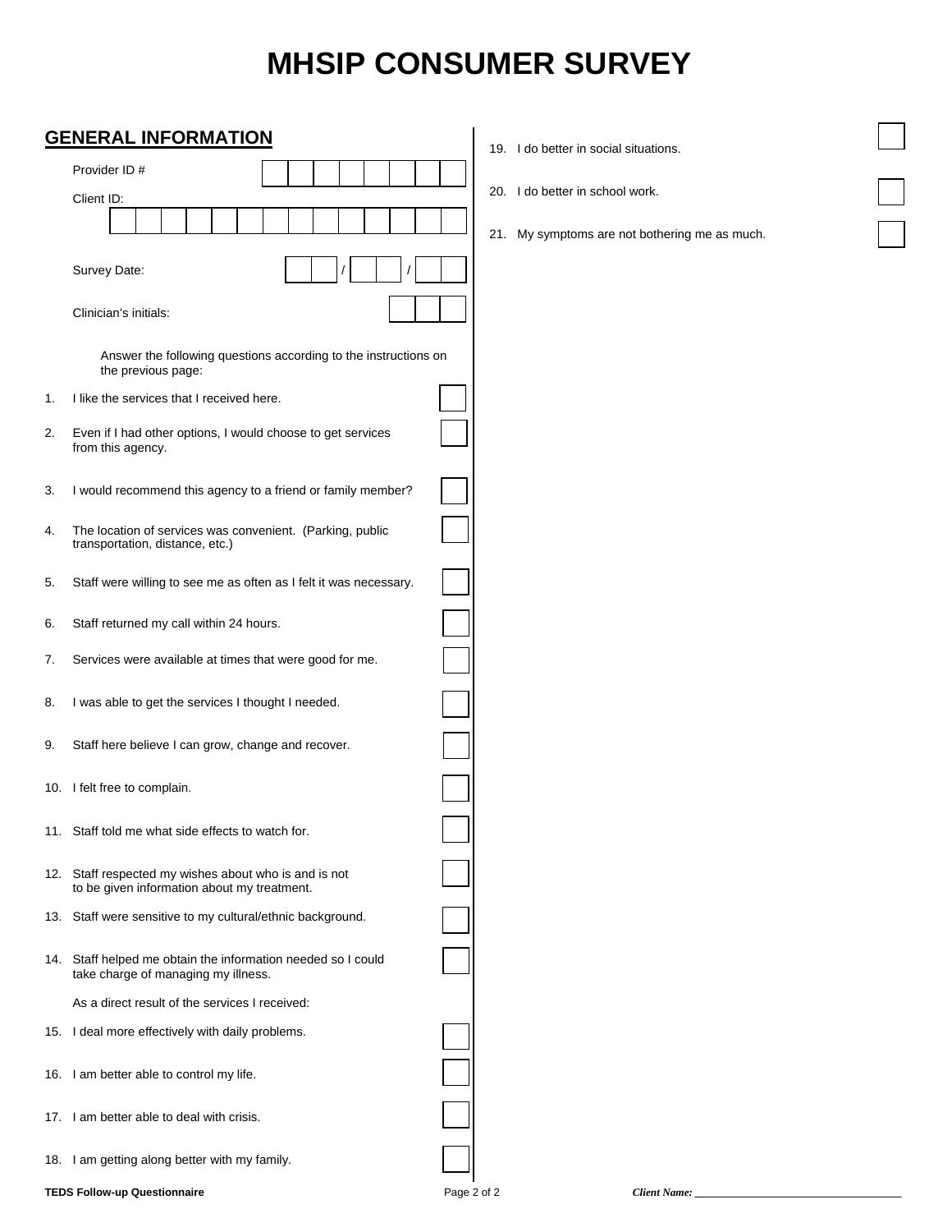# MHSIP CONSUMER SURVEY

## GENERAL INFORMATION

Provider ID #

Client ID:

Survey Date: / /

Clinician's initials:

Answer the following questions according to the instructions on the previous page:

1. I like the services that I received here.
2. Even if I had other options, I would choose to get services from this agency.
3. I would recommend this agency to a friend or family member?
4. The location of services was convenient. (Parking, public transportation, distance, etc.)
5. Staff were willing to see me as often as I felt it was necessary.
6. Staff returned my call within 24 hours.
7. Services were available at times that were good for me.
8. I was able to get the services I thought I needed.
9. Staff here believe I can grow, change and recover.
10. I felt free to complain.
11. Staff told me what side effects to watch for.
12. Staff respected my wishes about who is and is not to be given information about my treatment.
13. Staff were sensitive to my cultural/ethnic background.
14. Staff helped me obtain the information needed so I could take charge of managing my illness.

As a direct result of the services I received:

15. I deal more effectively with daily problems.
16. I am better able to control my life.
17. I am better able to deal with crisis.
18. I am getting along better with my family.
19. I do better in social situations.
20. I do better in school work.
21. My symptoms are not bothering me as much.

TEDS Follow-up Questionnaire

*Client Name:* ___________________________________